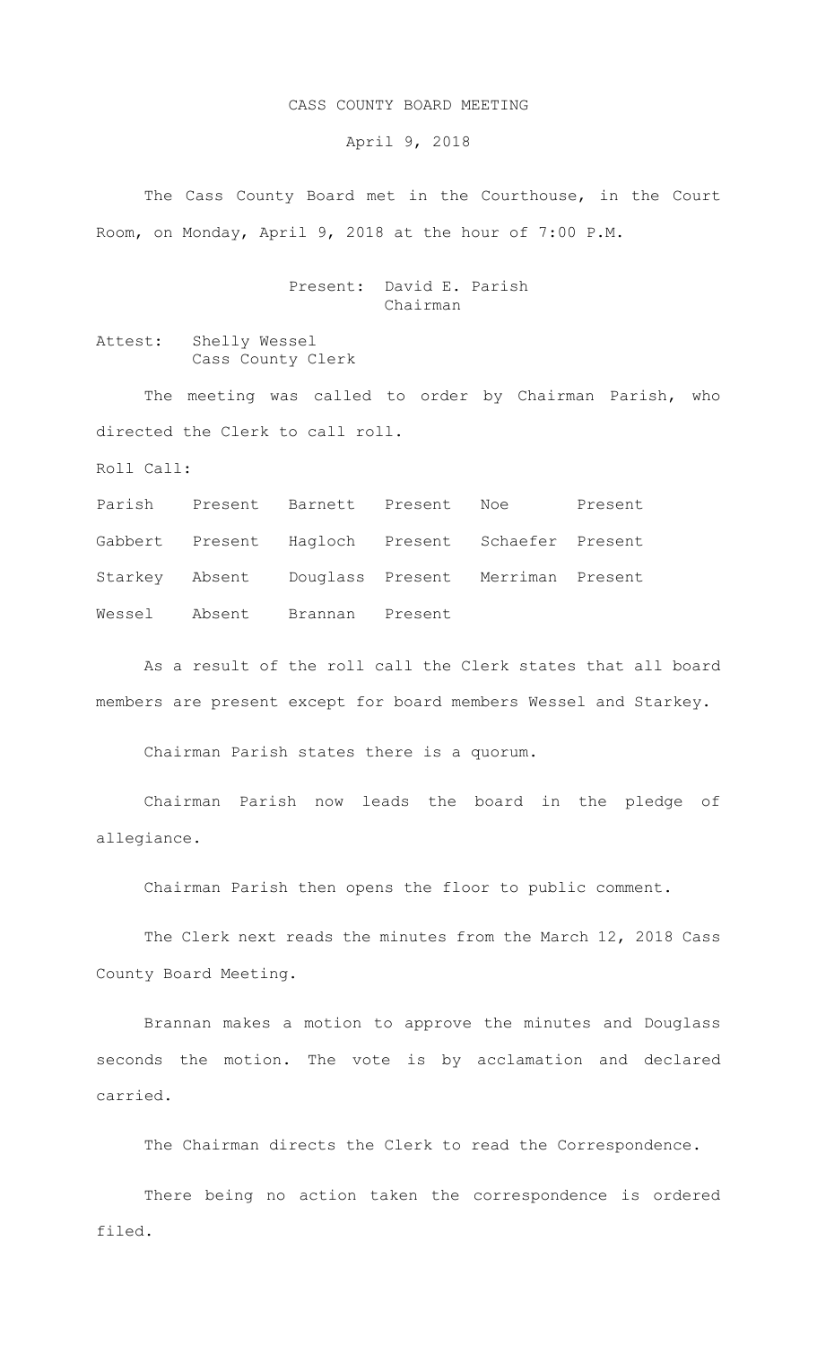# CASS COUNTY BOARD MEETING

April 9, 2018

The Cass County Board met in the Courthouse, in the Court Room, on Monday, April 9, 2018 at the hour of 7:00 P.M.

Present: David E. Parish
Chairman

Attest: Shelly Wessel
Cass County Clerk

The meeting was called to order by Chairman Parish, who directed the Clerk to call roll.

Roll Call:

| | | | | | |
|---|---|---|---|---|---|
| Parish | Present | Barnett | Present | Noe | Present |
| Gabbert | Present | Hagloch | Present | Schaefer | Present |
| Starkey | Absent | Douglass | Present | Merriman | Present |
| Wessel | Absent | Brannan | Present | | |

As a result of the roll call the Clerk states that all board members are present except for board members Wessel and Starkey.

Chairman Parish states there is a quorum.

Chairman Parish now leads the board in the pledge of allegiance.

Chairman Parish then opens the floor to public comment.

The Clerk next reads the minutes from the March 12, 2018 Cass County Board Meeting.

Brannan makes a motion to approve the minutes and Douglass seconds the motion. The vote is by acclamation and declared carried.

The Chairman directs the Clerk to read the Correspondence.

There being no action taken the correspondence is ordered filed.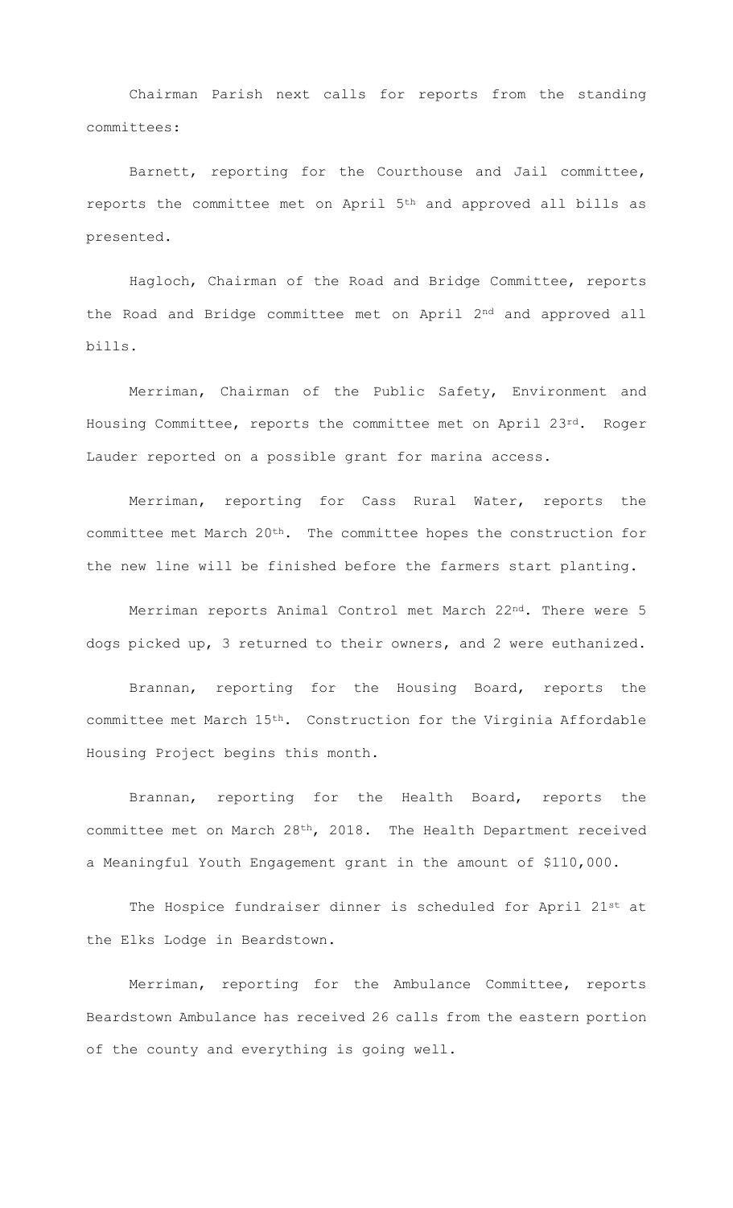Chairman Parish next calls for reports from the standing committees:

Barnett, reporting for the Courthouse and Jail committee, reports the committee met on April 5th and approved all bills as presented.

Hagloch, Chairman of the Road and Bridge Committee, reports the Road and Bridge committee met on April 2nd and approved all bills.

Merriman, Chairman of the Public Safety, Environment and Housing Committee, reports the committee met on April 23rd. Roger Lauder reported on a possible grant for marina access.

Merriman, reporting for Cass Rural Water, reports the committee met March 20th. The committee hopes the construction for the new line will be finished before the farmers start planting.

Merriman reports Animal Control met March 22nd. There were 5 dogs picked up, 3 returned to their owners, and 2 were euthanized.

Brannan, reporting for the Housing Board, reports the committee met March 15th. Construction for the Virginia Affordable Housing Project begins this month.

Brannan, reporting for the Health Board, reports the committee met on March 28th, 2018. The Health Department received a Meaningful Youth Engagement grant in the amount of $110,000.

The Hospice fundraiser dinner is scheduled for April 21st at the Elks Lodge in Beardstown.

Merriman, reporting for the Ambulance Committee, reports Beardstown Ambulance has received 26 calls from the eastern portion of the county and everything is going well.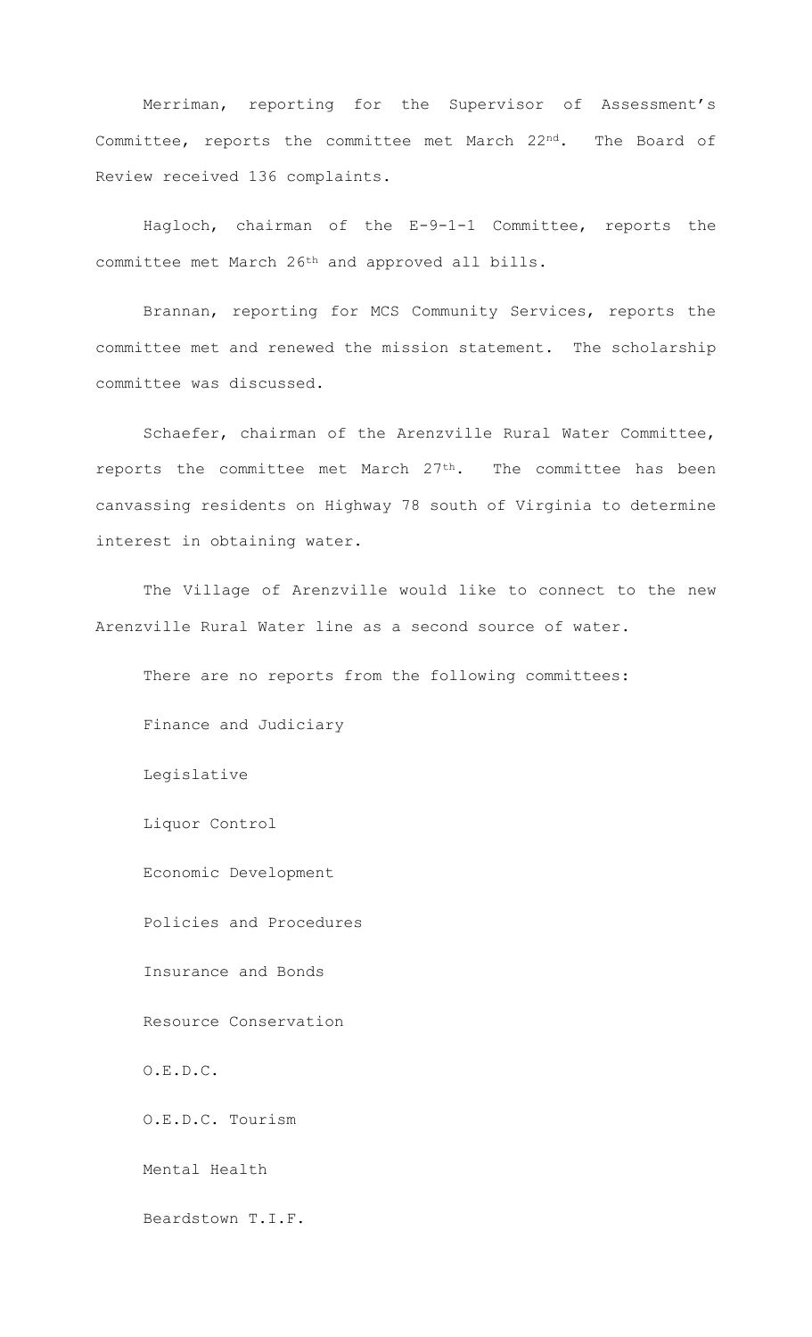Merriman, reporting for the Supervisor of Assessment's Committee, reports the committee met March 22nd. The Board of Review received 136 complaints.

Hagloch, chairman of the E-9-1-1 Committee, reports the committee met March 26th and approved all bills.

Brannan, reporting for MCS Community Services, reports the committee met and renewed the mission statement. The scholarship committee was discussed.

Schaefer, chairman of the Arenzville Rural Water Committee, reports the committee met March 27th. The committee has been canvassing residents on Highway 78 south of Virginia to determine interest in obtaining water.

The Village of Arenzville would like to connect to the new Arenzville Rural Water line as a second source of water.

There are no reports from the following committees:

Finance and Judiciary

Legislative

Liquor Control

Economic Development

Policies and Procedures

Insurance and Bonds

Resource Conservation

O.E.D.C.

O.E.D.C. Tourism

Mental Health

Beardstown T.I.F.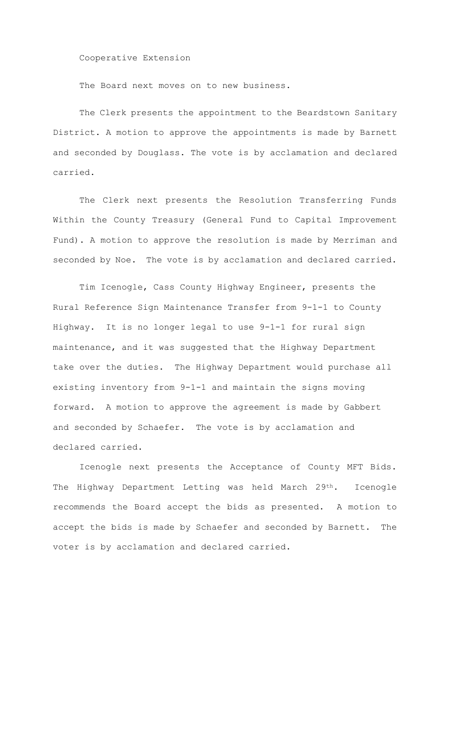Cooperative Extension

The Board next moves on to new business.

The Clerk presents the appointment to the Beardstown Sanitary District. A motion to approve the appointments is made by Barnett and seconded by Douglass. The vote is by acclamation and declared carried.

The Clerk next presents the Resolution Transferring Funds Within the County Treasury (General Fund to Capital Improvement Fund). A motion to approve the resolution is made by Merriman and seconded by Noe. The vote is by acclamation and declared carried.

Tim Icenogle, Cass County Highway Engineer, presents the Rural Reference Sign Maintenance Transfer from 9-1-1 to County Highway. It is no longer legal to use 9-1-1 for rural sign maintenance, and it was suggested that the Highway Department take over the duties. The Highway Department would purchase all existing inventory from 9-1-1 and maintain the signs moving forward. A motion to approve the agreement is made by Gabbert and seconded by Schaefer. The vote is by acclamation and declared carried.

Icenogle next presents the Acceptance of County MFT Bids. The Highway Department Letting was held March 29th. Icenogle recommends the Board accept the bids as presented. A motion to accept the bids is made by Schaefer and seconded by Barnett. The voter is by acclamation and declared carried.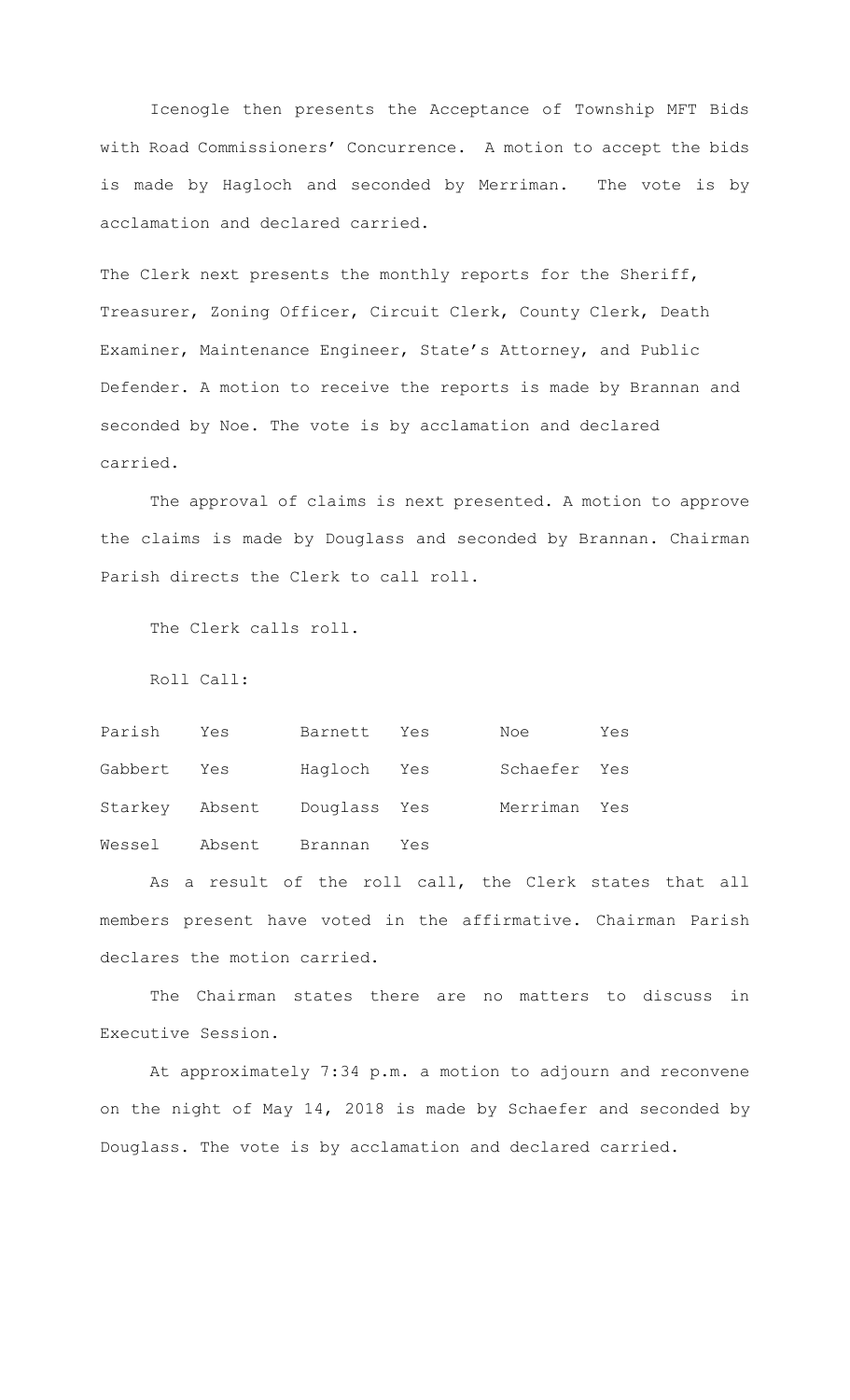Icenogle then presents the Acceptance of Township MFT Bids with Road Commissioners' Concurrence. A motion to accept the bids is made by Hagloch and seconded by Merriman. The vote is by acclamation and declared carried.

The Clerk next presents the monthly reports for the Sheriff, Treasurer, Zoning Officer, Circuit Clerk, County Clerk, Death Examiner, Maintenance Engineer, State's Attorney, and Public Defender. A motion to receive the reports is made by Brannan and seconded by Noe. The vote is by acclamation and declared carried.

The approval of claims is next presented. A motion to approve the claims is made by Douglass and seconded by Brannan. Chairman Parish directs the Clerk to call roll.

The Clerk calls roll.

Roll Call:

| | | | | | |
|---|---|---|---|---|---|
| Parish | Yes | Barnett | Yes | Noe | Yes |
| Gabbert | Yes | Hagloch | Yes | Schaefer | Yes |
| Starkey | Absent | Douglass | Yes | Merriman | Yes |
| Wessel | Absent | Brannan | Yes | | |

As a result of the roll call, the Clerk states that all members present have voted in the affirmative. Chairman Parish declares the motion carried.

The Chairman states there are no matters to discuss in Executive Session.

At approximately 7:34 p.m. a motion to adjourn and reconvene on the night of May 14, 2018 is made by Schaefer and seconded by Douglass. The vote is by acclamation and declared carried.